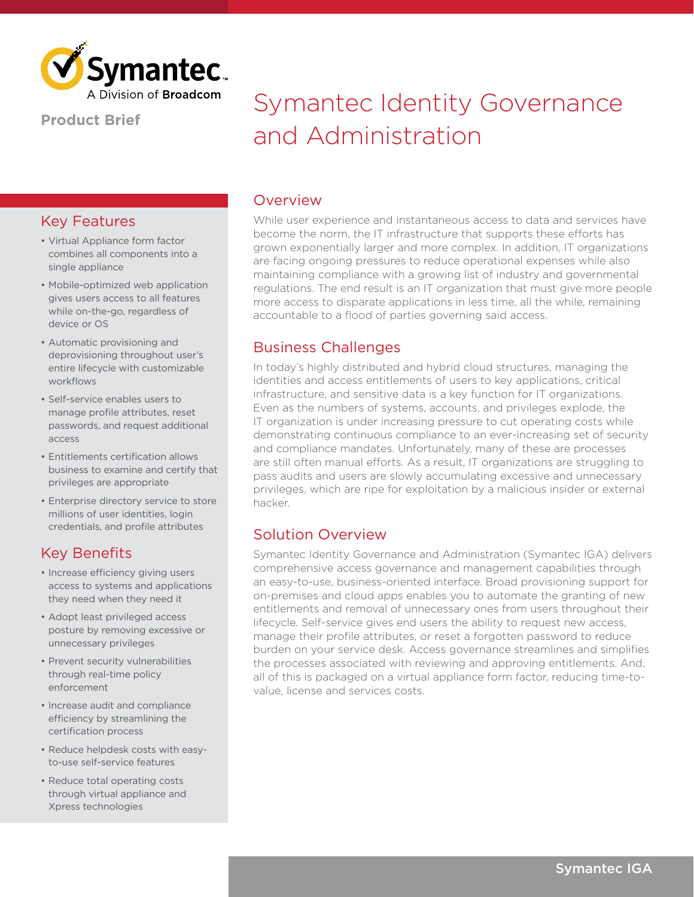Symantec. A Division of Broadcom

**Product Brief**

# Symantec Identity Governance and Administration

## Overview

While user experience and instantaneous access to data and services have become the norm, the IT infrastructure that supports these efforts has grown exponentially larger and more complex. In addition, IT organizations are facing ongoing pressures to reduce operational expenses while also maintaining compliance with a growing list of industry and governmental regulations. The end result is an IT organization that must give more people more access to disparate applications in less time, all the while, remaining accountable to a flood of parties governing said access.

## Business Challenges

In today's highly distributed and hybrid cloud structures, managing the identities and access entitlements of users to key applications, critical infrastructure, and sensitive data is a key function for IT organizations. Even as the numbers of systems, accounts, and privileges explode, the IT organization is under increasing pressure to cut operating costs while demonstrating continuous compliance to an ever-increasing set of security and compliance mandates. Unfortunately, many of these are processes are still often manual efforts. As a result, IT organizations are struggling to pass audits and users are slowly accumulating excessive and unnecessary privileges, which are ripe for exploitation by a malicious insider or external hacker.

## Solution Overview

Symantec Identity Governance and Administration (Symantec IGA) delivers comprehensive access governance and management capabilities through an easy-to-use, business-oriented interface. Broad provisioning support for on-premises and cloud apps enables you to automate the granting of new entitlements and removal of unnecessary ones from users throughout their lifecycle. Self-service gives end users the ability to request new access, manage their profile attributes, or reset a forgotten password to reduce burden on your service desk. Access governance streamlines and simplifies the processes associated with reviewing and approving entitlements. And, all of this is packaged on a virtual appliance form factor, reducing time-to-value, license and services costs.

## Key Features

- Virtual Appliance form factor combines all components into a single appliance
- Mobile-optimized web application gives users access to all features while on-the-go, regardless of device or OS
- Automatic provisioning and deprovisioning throughout user's entire lifecycle with customizable workflows
- Self-service enables users to manage profile attributes, reset passwords, and request additional access
- Entitlements certification allows business to examine and certify that privileges are appropriate
- Enterprise directory service to store millions of user identities, login credentials, and profile attributes

## Key Benefits

- Increase efficiency giving users access to systems and applications they need when they need it
- Adopt least privileged access posture by removing excessive or unnecessary privileges
- Prevent security vulnerabilities through real-time policy enforcement
- Increase audit and compliance efficiency by streamlining the certification process
- Reduce helpdesk costs with easy-to-use self-service features
- Reduce total operating costs through virtual appliance and Xpress technologies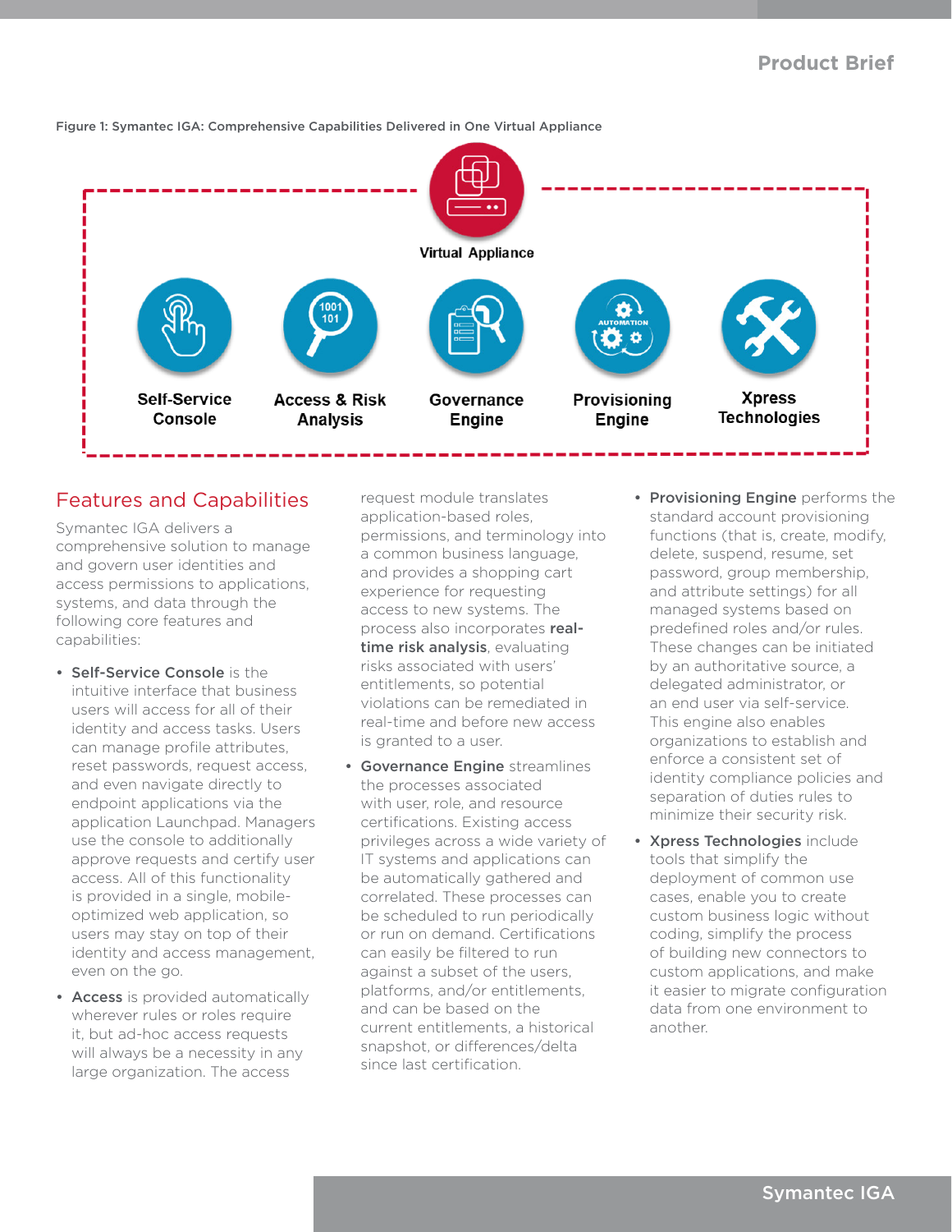Figure 1: Symantec IGA: Comprehensive Capabilities Delivered in One Virtual Appliance

Virtual Appliance

Self-Service Console

Access & Risk Analysis

Governance Engine

Provisioning Engine

Xpress Technologies

## Features and Capabilities

Symantec IGA delivers a comprehensive solution to manage and govern user identities and access permissions to applications, systems, and data through the following core features and capabilities:

- **Self-Service Console** is the intuitive interface that business users will access for all of their identity and access tasks. Users can manage profile attributes, reset passwords, request access, and even navigate directly to endpoint applications via the application Launchpad. Managers use the console to additionally approve requests and certify user access. All of this functionality is provided in a single, mobile-optimized web application, so users may stay on top of their identity and access management, even on the go.
- **Access** is provided automatically wherever rules or roles require it, but ad-hoc access requests will always be a necessity in any large organization. The access request module translates application-based roles, permissions, and terminology into a common business language, and provides a shopping cart experience for requesting access to new systems. The process also incorporates **real-time risk analysis**, evaluating risks associated with users' entitlements, so potential violations can be remediated in real-time and before new access is granted to a user.
- **Governance Engine** streamlines the processes associated with user, role, and resource certifications. Existing access privileges across a wide variety of IT systems and applications can be automatically gathered and correlated. These processes can be scheduled to run periodically or run on demand. Certifications can easily be filtered to run against a subset of the users, platforms, and/or entitlements, and can be based on the current entitlements, a historical snapshot, or differences/delta since last certification.
- **Provisioning Engine** performs the standard account provisioning functions (that is, create, modify, delete, suspend, resume, set password, group membership, and attribute settings) for all managed systems based on predefined roles and/or rules. These changes can be initiated by an authoritative source, a delegated administrator, or an end user via self-service. This engine also enables organizations to establish and enforce a consistent set of identity compliance policies and separation of duties rules to minimize their security risk.
- **Xpress Technologies** include tools that simplify the deployment of common use cases, enable you to create custom business logic without coding, simplify the process of building new connectors to custom applications, and make it easier to migrate configuration data from one environment to another.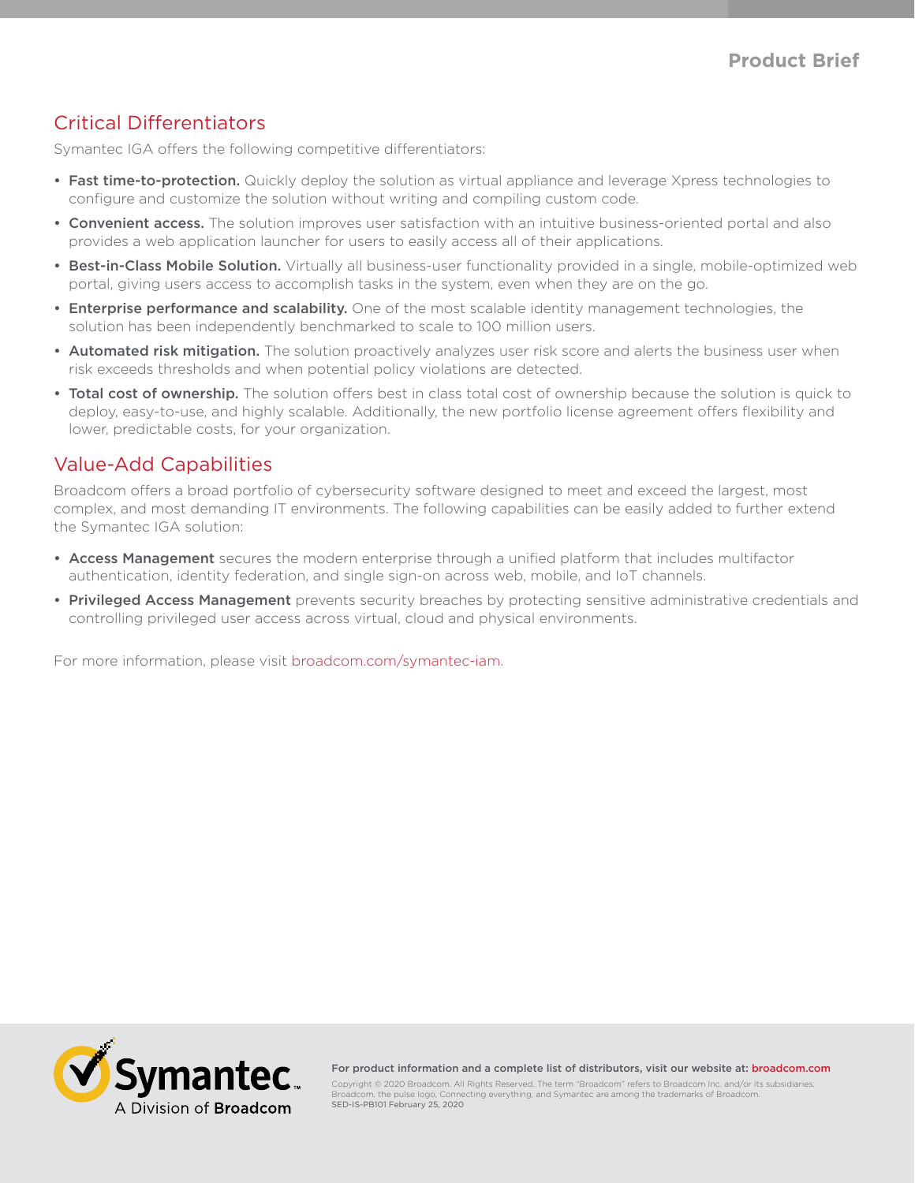## Critical Differentiators

Symantec IGA offers the following competitive differentiators:

- **Fast time-to-protection.** Quickly deploy the solution as virtual appliance and leverage Xpress technologies to configure and customize the solution without writing and compiling custom code.
- **Convenient access.** The solution improves user satisfaction with an intuitive business-oriented portal and also provides a web application launcher for users to easily access all of their applications.
- **Best-in-Class Mobile Solution.** Virtually all business-user functionality provided in a single, mobile-optimized web portal, giving users access to accomplish tasks in the system, even when they are on the go.
- **Enterprise performance and scalability.** One of the most scalable identity management technologies, the solution has been independently benchmarked to scale to 100 million users.
- **Automated risk mitigation.** The solution proactively analyzes user risk score and alerts the business user when risk exceeds thresholds and when potential policy violations are detected.
- **Total cost of ownership.** The solution offers best in class total cost of ownership because the solution is quick to deploy, easy-to-use, and highly scalable. Additionally, the new portfolio license agreement offers flexibility and lower, predictable costs, for your organization.

## Value-Add Capabilities

Broadcom offers a broad portfolio of cybersecurity software designed to meet and exceed the largest, most complex, and most demanding IT environments. The following capabilities can be easily added to further extend the Symantec IGA solution:

- **Access Management** secures the modern enterprise through a unified platform that includes multifactor authentication, identity federation, and single sign-on across web, mobile, and IoT channels.
- **Privileged Access Management** prevents security breaches by protecting sensitive administrative credentials and controlling privileged user access across virtual, cloud and physical environments.

For more information, please visit broadcom.com/symantec-iam.

Symantec. A Division of Broadcom

**For product information and a complete list of distributors, visit our website at:** broadcom.com

Copyright © 2020 Broadcom. All Rights Reserved. The term "Broadcom" refers to Broadcom Inc. and/or its subsidiaries. Broadcom, the pulse logo, Connecting everything, and Symantec are among the trademarks of Broadcom.
SED-IS-PB101 February 25, 2020